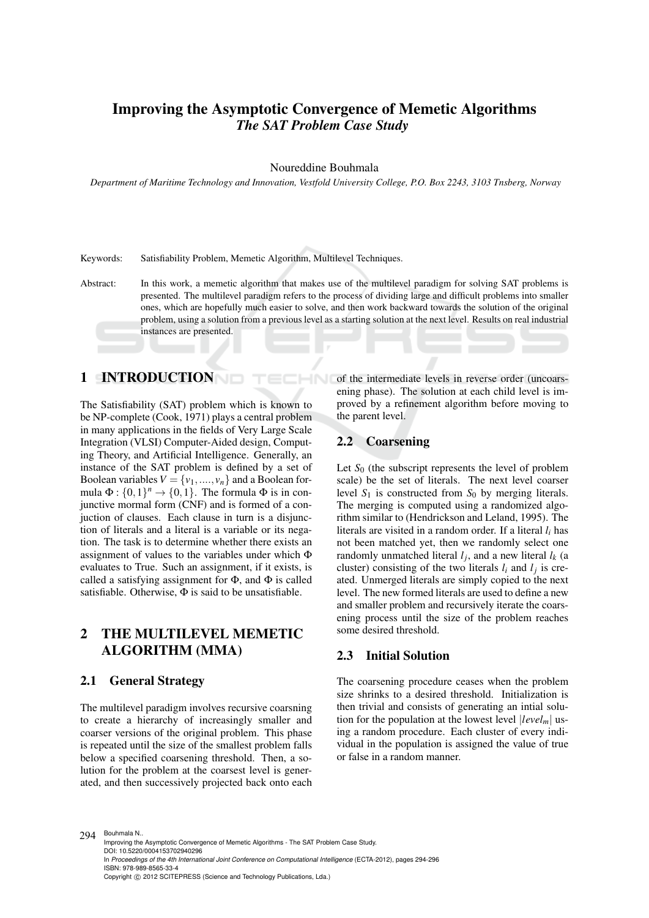# Improving the Asymptotic Convergence of Memetic Algorithms

## *The SAT Problem Case Study*

Noureddine Bouhmala

*Department of Maritime Technology and Innovation, Vestfold University College, P.O. Box 2243, 3103 Tnsberg, Norway*

Keywords: Satisfiability Problem, Memetic Algorithm, Multilevel Techniques.

Abstract: In this work, a memetic algorithm that makes use of the multilevel paradigm for solving SAT problems is presented. The multilevel paradigm refers to the process of dividing large and difficult problems into smaller ones, which are hopefully much easier to solve, and then work backward towards the solution of the original problem, using a solution from a previous level as a starting solution at the next level. Results on real industrial instances are presented.

## 1 INTRODUCTION

The Satisfiability (SAT) problem which is known to be NP-complete (Cook, 1971) plays a central problem in many applications in the fields of Very Large Scale Integration (VLSI) Computer-Aided design, Computing Theory, and Artificial Intelligence. Generally, an instance of the SAT problem is defined by a set of Boolean variables $V = \{v_1, ...., v_n\}$ and a Boolean formula $\Phi : \{0,1\}^n \rightarrow \{0,1\}$. The formula $\Phi$ is in conjunctive mormal form (CNF) and is formed of a conjunction of clauses. Each clause in turn is a disjunction of literals and a literal is a variable or its negation. The task is to determine whether there exists an assignment of values to the variables under which $\Phi$ evaluates to True. Such an assignment, if it exists, is called a satisfying assignment for $\Phi$, and $\Phi$ is called satisfiable. Otherwise, $\Phi$ is said to be unsatisfiable.

## 2 THE MULTILEVEL MEMETIC ALGORITHM (MMA)

### 2.1 General Strategy

The multilevel paradigm involves recursive coarsning to create a hierarchy of increasingly smaller and coarser versions of the original problem. This phase is repeated until the size of the smallest problem falls below a specified coarsening threshold. Then, a solution for the problem at the coarsest level is generated, and then successively projected back onto each of the intermediate levels in reverse order (uncoarsening phase). The solution at each child level is improved by a refinement algorithm before moving to the parent level.

### 2.2 Coarsening

Let $S_0$ (the subscript represents the level of problem scale) be the set of literals. The next level coarser level $S_1$ is constructed from $S_0$ by merging literals. The merging is computed using a randomized algorithm similar to (Hendrickson and Leland, 1995). The literals are visited in a random order. If a literal $l_i$ has not been matched yet, then we randomly select one randomly unmatched literal $l_j$, and a new literal $l_k$ (a cluster) consisting of the two literals $l_i$ and $l_j$ is created. Unmerged literals are simply copied to the next level. The new formed literals are used to define a new and smaller problem and recursively iterate the coarsening process until the size of the problem reaches some desired threshold.

### 2.3 Initial Solution

The coarsening procedure ceases when the problem size shrinks to a desired threshold. Initialization is then trivial and consists of generating an intial solution for the population at the lowest level $|level_m|$ using a random procedure. Each cluster of every individual in the population is assigned the value of true or false in a random manner.

Bouhmala N..
Improving the Asymptotic Convergence of Memetic Algorithms - The SAT Problem Case Study.
DOI: 10.5220/0004153702940296
In *Proceedings of the 4th International Joint Conference on Computational Intelligence* (ECTA-2012), pages 294-296
ISBN: 978-989-8565-33-4
Copyright © 2012 SCITEPRESS (Science and Technology Publications, Lda.)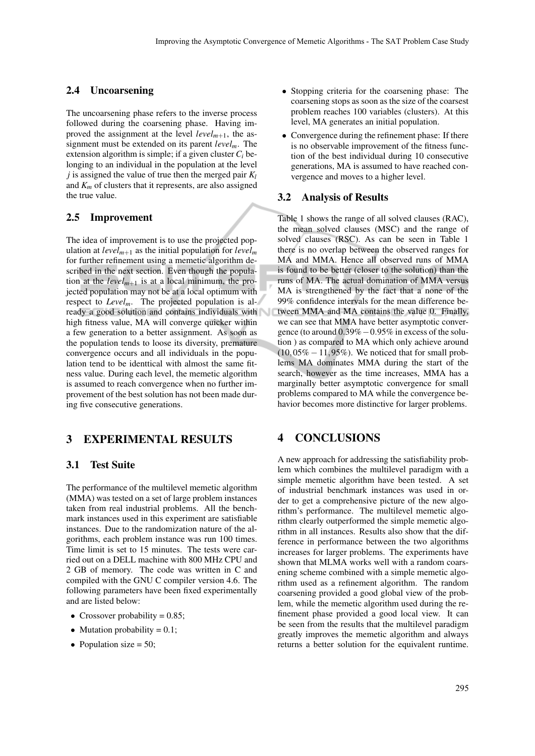### 2.4 Uncoarsening

The uncoarsening phase refers to the inverse process followed during the coarsening phase. Having improved the assignment at the level $level_{m+1}$, the assignment must be extended on its parent $level_m$. The extension algorithm is simple; if a given cluster $C_i$ belonging to an individual in the population at the level $j$ is assigned the value of true then the merged pair $K_l$ and $K_m$ of clusters that it represents, are also assigned the true value.

### 2.5 Improvement

The idea of improvement is to use the projected population at $level_{m+1}$ as the initial population for $level_m$ for further refinement using a memetic algorithm described in the next section. Even though the population at the $level_{m+1}$ is at a local minimum, the projected population may not be at a local optimum with respect to $Level_m$. The projected population is already a good solution and contains individuals with high fitness value, MA will converge quicker within a few generation to a better assignment. As soon as the population tends to loose its diversity, premature convergence occurs and all individuals in the population tend to be identtical with almost the same fitness value. During each level, the memetic algorithm is assumed to reach convergence when no further improvement of the best solution has not been made during five consecutive generations.

## 3 EXPERIMENTAL RESULTS

### 3.1 Test Suite

The performance of the multilevel memetic algorithm (MMA) was tested on a set of large problem instances taken from real industrial problems. All the benchmark instances used in this experiment are satisfiable instances. Due to the randomization nature of the algorithms, each problem instance was run 100 times. Time limit is set to 15 minutes. The tests were carried out on a DELL machine with 800 MHz CPU and 2 GB of memory. The code was written in C and compiled with the GNU C compiler version 4.6. The following parameters have been fixed experimentally and are listed below:

- Crossover probability = 0.85;
- Mutation probability = 0.1;
- Population size = 50;
- Stopping criteria for the coarsening phase: The coarsening stops as soon as the size of the coarsest problem reaches 100 variables (clusters). At this level, MA generates an initial population.
- Convergence during the refinement phase: If there is no observable improvement of the fitness function of the best individual during 10 consecutive generations, MA is assumed to have reached convergence and moves to a higher level.

### 3.2 Analysis of Results

Table 1 shows the range of all solved clauses (RAC), the mean solved clauses (MSC) and the range of solved clauses (RSC). As can be seen in Table 1 there is no overlap between the observed ranges for MA and MMA. Hence all observed runs of MMA is found to be better (closer to the solution) than the runs of MA. The actual domination of MMA versus MA is strengthened by the fact that a none of the 99% confidence intervals for the mean difference between MMA and MA contains the value 0. Finally, we can see that MMA have better asymptotic convergence (to around $0.39\% - 0.95\%$ in excess of the solution ) as compared to MA which only achieve around $(10,05\% - 11,95\%)$. We noticed that for small problems MA dominates MMA during the start of the search, however as the time increases, MMA has a marginally better asymptotic convergence for small problems compared to MA while the convergence behavior becomes more distinctive for larger problems.

## 4 CONCLUSIONS

A new approach for addressing the satisfiability problem which combines the multilevel paradigm with a simple memetic algorithm have been tested. A set of industrial benchmark instances was used in order to get a comprehensive picture of the new algorithm's performance. The multilevel memetic algorithm clearly outperformed the simple memetic algorithm in all instances. Results also show that the difference in performance between the two algorithms increases for larger problems. The experiments have shown that MLMA works well with a random coarsening scheme combined with a simple memetic algorithm used as a refinement algorithm. The random coarsening provided a good global view of the problem, while the memetic algorithm used during the refinement phase provided a good local view. It can be seen from the results that the multilevel paradigm greatly improves the memetic algorithm and always returns a better solution for the equivalent runtime.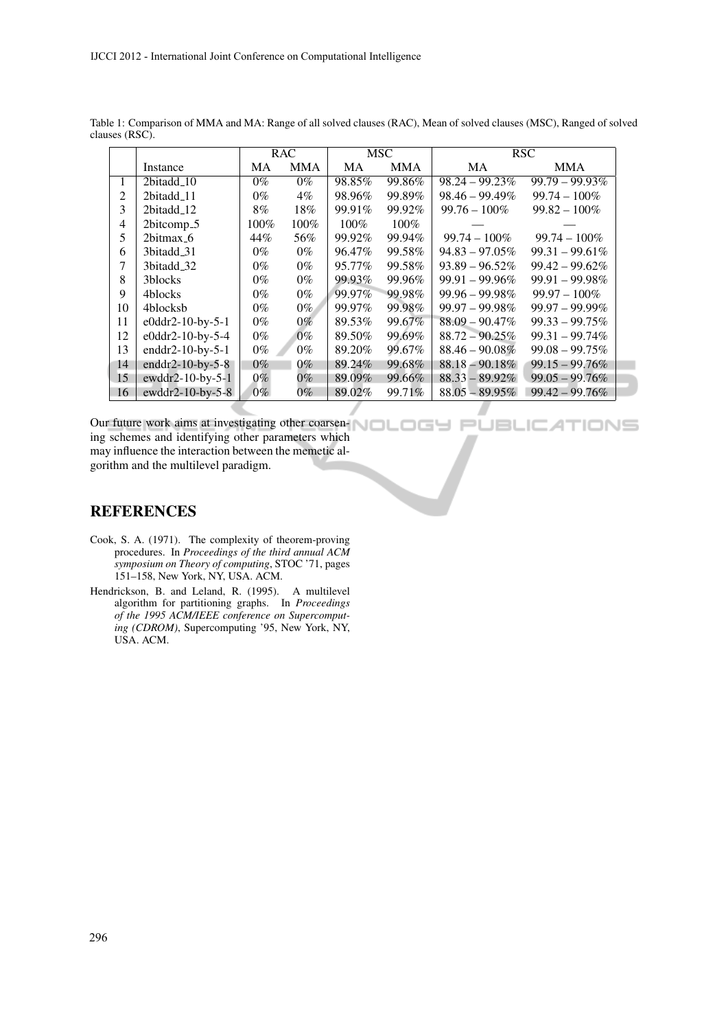Table 1: Comparison of MMA and MA: Range of all solved clauses (RAC), Mean of solved clauses (MSC), Ranged of solved clauses (RSC).

| | | RAC | | MSC | | RSC | |
|---|---|---|---|---|---|---|---|
| | Instance | MA | MMA | MA | MMA | MA | MMA |
| 1 | 2bitadd_10 | 0% | 0% | 98.85% | 99.86% | 98.24 – 99.23% | 99.79 – 99.93% |
| 2 | 2bitadd_11 | 0% | 4% | 98.96% | 99.89% | 98.46 – 99.49% | 99.74 – 100% |
| 3 | 2bitadd_12 | 8% | 18% | 99.91% | 99.92% | 99.76 – 100% | 99.82 – 100% |
| 4 | 2bitcomp_5 | 100% | 100% | 100% | 100% | — | — |
| 5 | 2bitmax_6 | 44% | 56% | 99.92% | 99.94% | 99.74 – 100% | 99.74 – 100% |
| 6 | 3bitadd_31 | 0% | 0% | 96.47% | 99.58% | 94.83 – 97.05% | 99.31 – 99.61% |
| 7 | 3bitadd_32 | 0% | 0% | 95.77% | 99.58% | 93.89 – 96.52% | 99.42 – 99.62% |
| 8 | 3blocks | 0% | 0% | 99.93% | 99.96% | 99.91 – 99.96% | 99.91 – 99.98% |
| 9 | 4blocks | 0% | 0% | 99.97% | 99.98% | 99.96 – 99.98% | 99.97 – 100% |
| 10 | 4blocksb | 0% | 0% | 99.97% | 99.98% | 99.97 – 99.98% | 99.97 – 99.99% |
| 11 | e0ddr2-10-by-5-1 | 0% | 0% | 89.53% | 99.67% | 88.09 – 90.47% | 99.33 – 99.75% |
| 12 | e0ddr2-10-by-5-4 | 0% | 0% | 89.50% | 99.69% | 88.72 – 90.25% | 99.31 – 99.74% |
| 13 | enddr2-10-by-5-1 | 0% | 0% | 89.20% | 99.67% | 88.46 – 90.08% | 99.08 – 99.75% |
| 14 | enddr2-10-by-5-8 | 0% | 0% | 89.24% | 99.68% | 88.18 – 90.18% | 99.15 – 99.76% |
| 15 | ewddr2-10-by-5-1 | 0% | 0% | 89.09% | 99.66% | 88.33 – 89.92% | 99.05 – 99.76% |
| 16 | ewddr2-10-by-5-8 | 0% | 0% | 89.02% | 99.71% | 88.05 – 89.95% | 99.42 – 99.76% |

Our future work aims at investigating other coarsening schemes and identifying other parameters which may influence the interaction between the memetic algorithm and the multilevel paradigm.

## REFERENCES

Cook, S. A. (1971). The complexity of theorem-proving procedures. In *Proceedings of the third annual ACM symposium on Theory of computing*, STOC '71, pages 151–158, New York, NY, USA. ACM.

Hendrickson, B. and Leland, R. (1995). A multilevel algorithm for partitioning graphs. In *Proceedings of the 1995 ACM/IEEE conference on Supercomputing (CDROM)*, Supercomputing '95, New York, NY, USA. ACM.